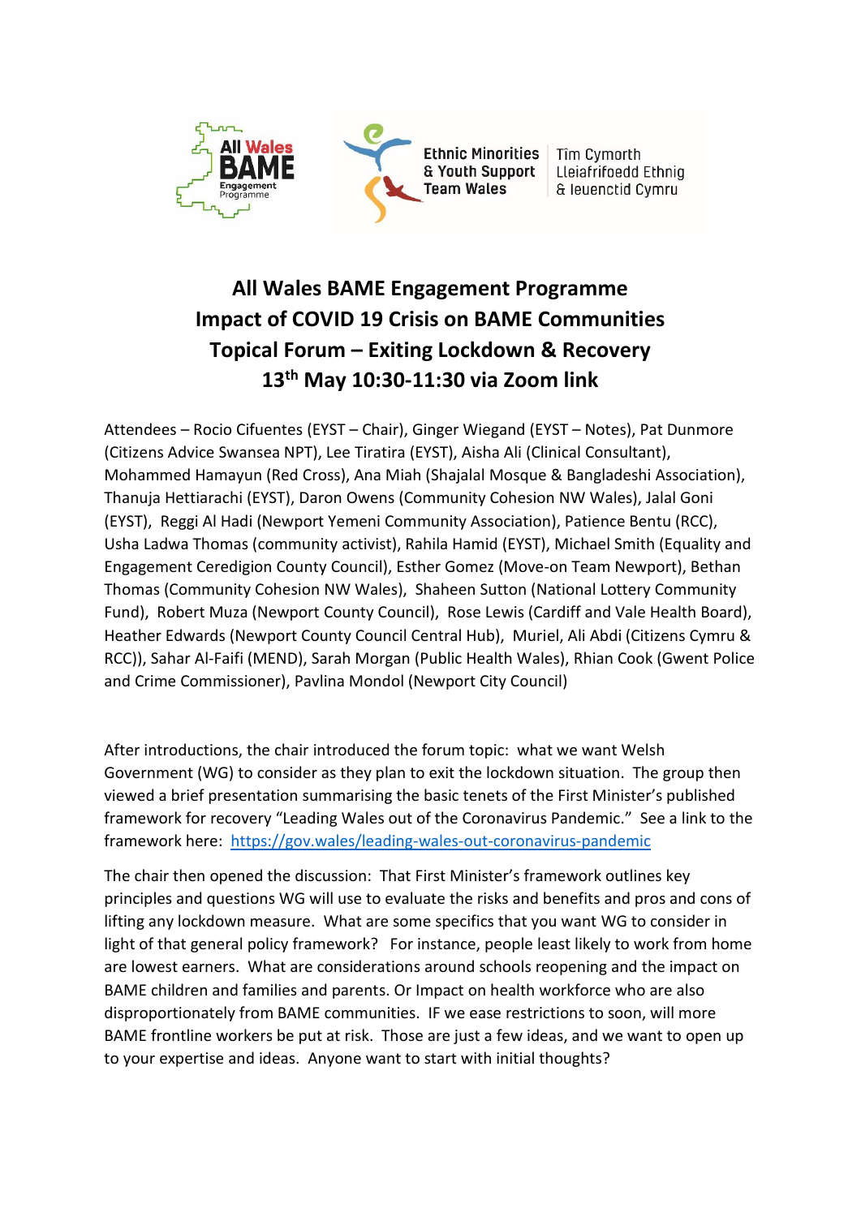All Wales BAME Engagement Programme

Ethnic Minorities & Youth Support Team Wales | Tîm Cymorth Lleiafrifoedd Ethnig & Ieuenctid Cymru

# All Wales BAME Engagement Programme
# Impact of COVID 19 Crisis on BAME Communities
# Topical Forum – Exiting Lockdown & Recovery
# 13th May 10:30-11:30 via Zoom link

Attendees – Rocio Cifuentes (EYST – Chair), Ginger Wiegand (EYST – Notes), Pat Dunmore (Citizens Advice Swansea NPT), Lee Tiratira (EYST), Aisha Ali (Clinical Consultant), Mohammed Hamayun (Red Cross), Ana Miah (Shajalal Mosque & Bangladeshi Association), Thanuja Hettiarachi (EYST), Daron Owens (Community Cohesion NW Wales), Jalal Goni (EYST), Reggi Al Hadi (Newport Yemeni Community Association), Patience Bentu (RCC), Usha Ladwa Thomas (community activist), Rahila Hamid (EYST), Michael Smith (Equality and Engagement Ceredigion County Council), Esther Gomez (Move-on Team Newport), Bethan Thomas (Community Cohesion NW Wales), Shaheen Sutton (National Lottery Community Fund), Robert Muza (Newport County Council), Rose Lewis (Cardiff and Vale Health Board), Heather Edwards (Newport County Council Central Hub), Muriel, Ali Abdi (Citizens Cymru & RCC)), Sahar Al-Faifi (MEND), Sarah Morgan (Public Health Wales), Rhian Cook (Gwent Police and Crime Commissioner), Pavlina Mondol (Newport City Council)

After introductions, the chair introduced the forum topic: what we want Welsh Government (WG) to consider as they plan to exit the lockdown situation. The group then viewed a brief presentation summarising the basic tenets of the First Minister's published framework for recovery "Leading Wales out of the Coronavirus Pandemic." See a link to the framework here: https://gov.wales/leading-wales-out-coronavirus-pandemic

The chair then opened the discussion: That First Minister's framework outlines key principles and questions WG will use to evaluate the risks and benefits and pros and cons of lifting any lockdown measure. What are some specifics that you want WG to consider in light of that general policy framework? For instance, people least likely to work from home are lowest earners. What are considerations around schools reopening and the impact on BAME children and families and parents. Or Impact on health workforce who are also disproportionately from BAME communities. IF we ease restrictions to soon, will more BAME frontline workers be put at risk. Those are just a few ideas, and we want to open up to your expertise and ideas. Anyone want to start with initial thoughts?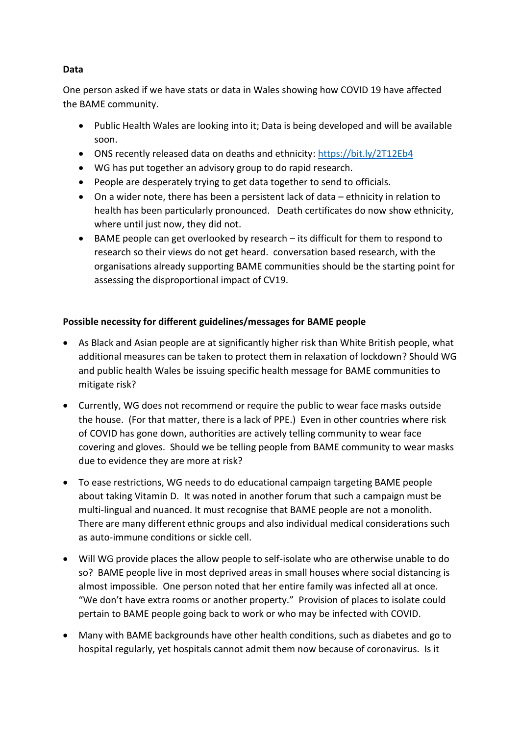**Data**

One person asked if we have stats or data in Wales showing how COVID 19 have affected the BAME community.

- Public Health Wales are looking into it; Data is being developed and will be available soon.
- ONS recently released data on deaths and ethnicity: https://bit.ly/2T12Eb4
- WG has put together an advisory group to do rapid research.
- People are desperately trying to get data together to send to officials.
- On a wider note, there has been a persistent lack of data – ethnicity in relation to health has been particularly pronounced. Death certificates do now show ethnicity, where until just now, they did not.
- BAME people can get overlooked by research – its difficult for them to respond to research so their views do not get heard. conversation based research, with the organisations already supporting BAME communities should be the starting point for assessing the disproportional impact of CV19.

**Possible necessity for different guidelines/messages for BAME people**

- As Black and Asian people are at significantly higher risk than White British people, what additional measures can be taken to protect them in relaxation of lockdown? Should WG and public health Wales be issuing specific health message for BAME communities to mitigate risk?

- Currently, WG does not recommend or require the public to wear face masks outside the house. (For that matter, there is a lack of PPE.) Even in other countries where risk of COVID has gone down, authorities are actively telling community to wear face covering and gloves. Should we be telling people from BAME community to wear masks due to evidence they are more at risk?

- To ease restrictions, WG needs to do educational campaign targeting BAME people about taking Vitamin D. It was noted in another forum that such a campaign must be multi-lingual and nuanced. It must recognise that BAME people are not a monolith. There are many different ethnic groups and also individual medical considerations such as auto-immune conditions or sickle cell.

- Will WG provide places the allow people to self-isolate who are otherwise unable to do so? BAME people live in most deprived areas in small houses where social distancing is almost impossible. One person noted that her entire family was infected all at once. "We don't have extra rooms or another property." Provision of places to isolate could pertain to BAME people going back to work or who may be infected with COVID.

- Many with BAME backgrounds have other health conditions, such as diabetes and go to hospital regularly, yet hospitals cannot admit them now because of coronavirus. Is it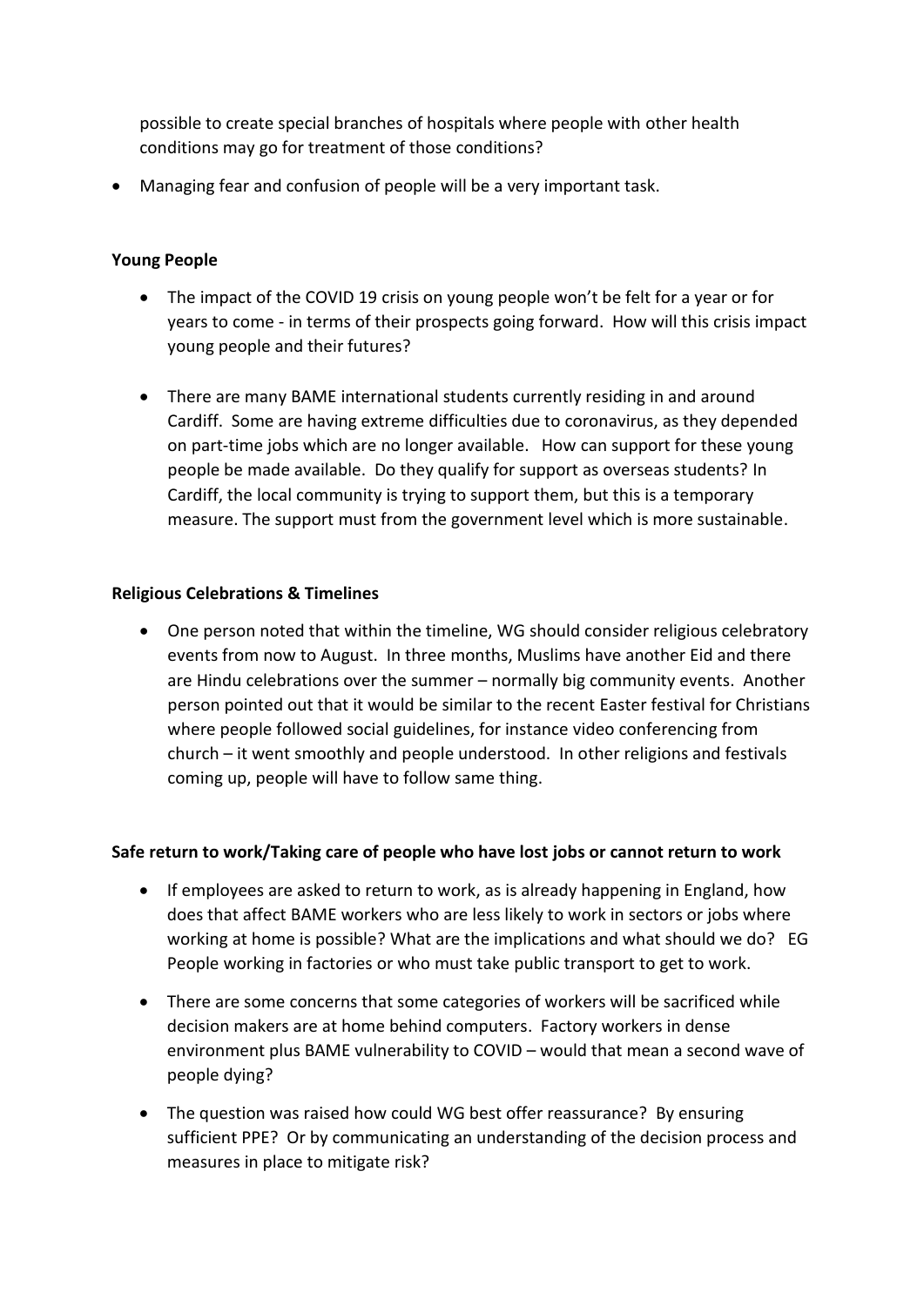possible to create special branches of hospitals where people with other health conditions may go for treatment of those conditions?

- Managing fear and confusion of people will be a very important task.

**Young People**

- The impact of the COVID 19 crisis on young people won't be felt for a year or for years to come - in terms of their prospects going forward. How will this crisis impact young people and their futures?

- There are many BAME international students currently residing in and around Cardiff. Some are having extreme difficulties due to coronavirus, as they depended on part-time jobs which are no longer available. How can support for these young people be made available. Do they qualify for support as overseas students? In Cardiff, the local community is trying to support them, but this is a temporary measure. The support must from the government level which is more sustainable.

**Religious Celebrations & Timelines**

- One person noted that within the timeline, WG should consider religious celebratory events from now to August. In three months, Muslims have another Eid and there are Hindu celebrations over the summer – normally big community events. Another person pointed out that it would be similar to the recent Easter festival for Christians where people followed social guidelines, for instance video conferencing from church – it went smoothly and people understood. In other religions and festivals coming up, people will have to follow same thing.

**Safe return to work/Taking care of people who have lost jobs or cannot return to work**

- If employees are asked to return to work, as is already happening in England, how does that affect BAME workers who are less likely to work in sectors or jobs where working at home is possible? What are the implications and what should we do? EG People working in factories or who must take public transport to get to work.

- There are some concerns that some categories of workers will be sacrificed while decision makers are at home behind computers. Factory workers in dense environment plus BAME vulnerability to COVID – would that mean a second wave of people dying?

- The question was raised how could WG best offer reassurance? By ensuring sufficient PPE? Or by communicating an understanding of the decision process and measures in place to mitigate risk?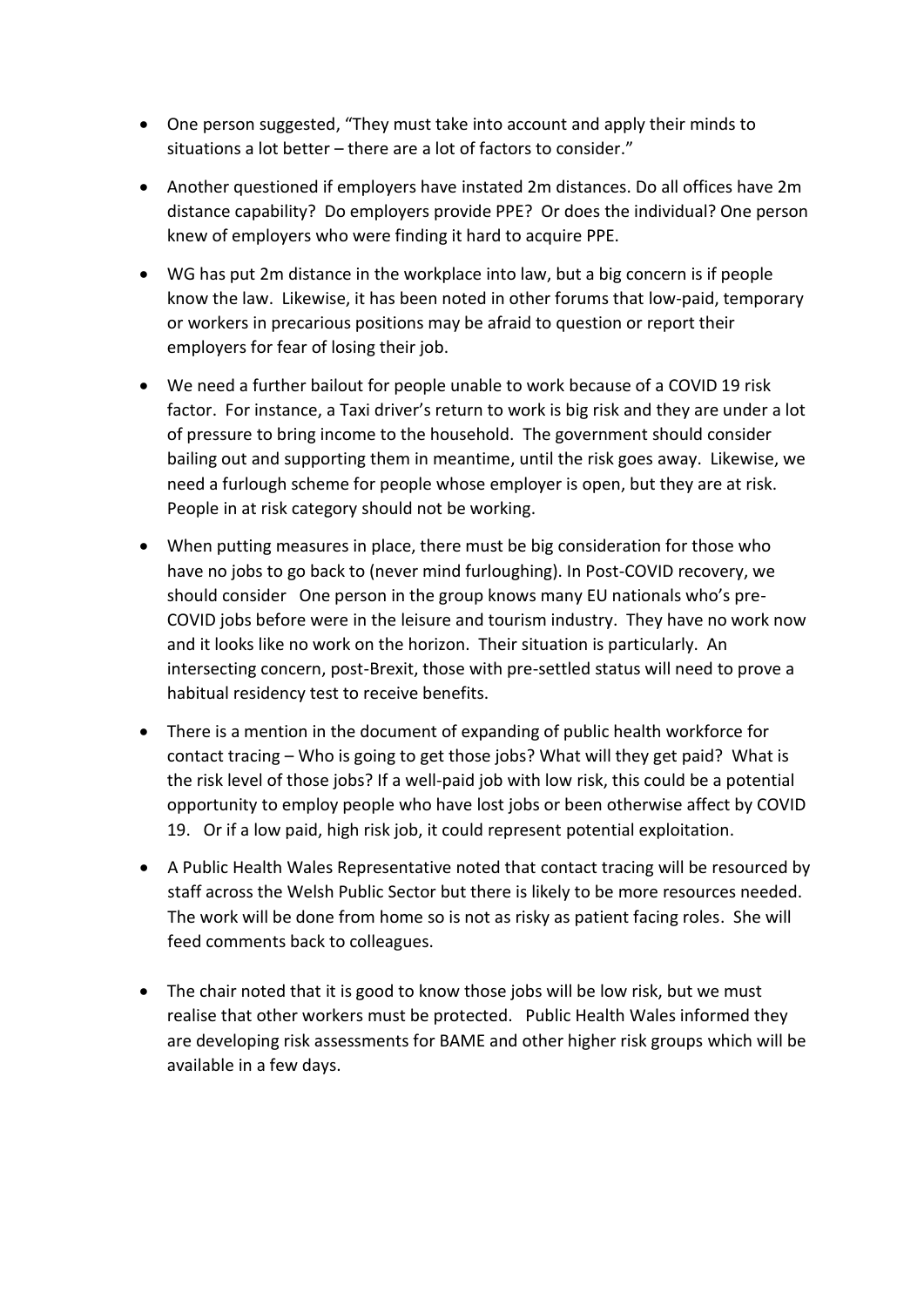- One person suggested, "They must take into account and apply their minds to situations a lot better – there are a lot of factors to consider."

- Another questioned if employers have instated 2m distances. Do all offices have 2m distance capability? Do employers provide PPE? Or does the individual? One person knew of employers who were finding it hard to acquire PPE.

- WG has put 2m distance in the workplace into law, but a big concern is if people know the law. Likewise, it has been noted in other forums that low-paid, temporary or workers in precarious positions may be afraid to question or report their employers for fear of losing their job.

- We need a further bailout for people unable to work because of a COVID 19 risk factor. For instance, a Taxi driver's return to work is big risk and they are under a lot of pressure to bring income to the household. The government should consider bailing out and supporting them in meantime, until the risk goes away. Likewise, we need a furlough scheme for people whose employer is open, but they are at risk. People in at risk category should not be working.

- When putting measures in place, there must be big consideration for those who have no jobs to go back to (never mind furloughing). In Post-COVID recovery, we should consider One person in the group knows many EU nationals who's pre-COVID jobs before were in the leisure and tourism industry. They have no work now and it looks like no work on the horizon. Their situation is particularly. An intersecting concern, post-Brexit, those with pre-settled status will need to prove a habitual residency test to receive benefits.

- There is a mention in the document of expanding of public health workforce for contact tracing – Who is going to get those jobs? What will they get paid? What is the risk level of those jobs? If a well-paid job with low risk, this could be a potential opportunity to employ people who have lost jobs or been otherwise affect by COVID 19. Or if a low paid, high risk job, it could represent potential exploitation.

- A Public Health Wales Representative noted that contact tracing will be resourced by staff across the Welsh Public Sector but there is likely to be more resources needed. The work will be done from home so is not as risky as patient facing roles. She will feed comments back to colleagues.

- The chair noted that it is good to know those jobs will be low risk, but we must realise that other workers must be protected. Public Health Wales informed they are developing risk assessments for BAME and other higher risk groups which will be available in a few days.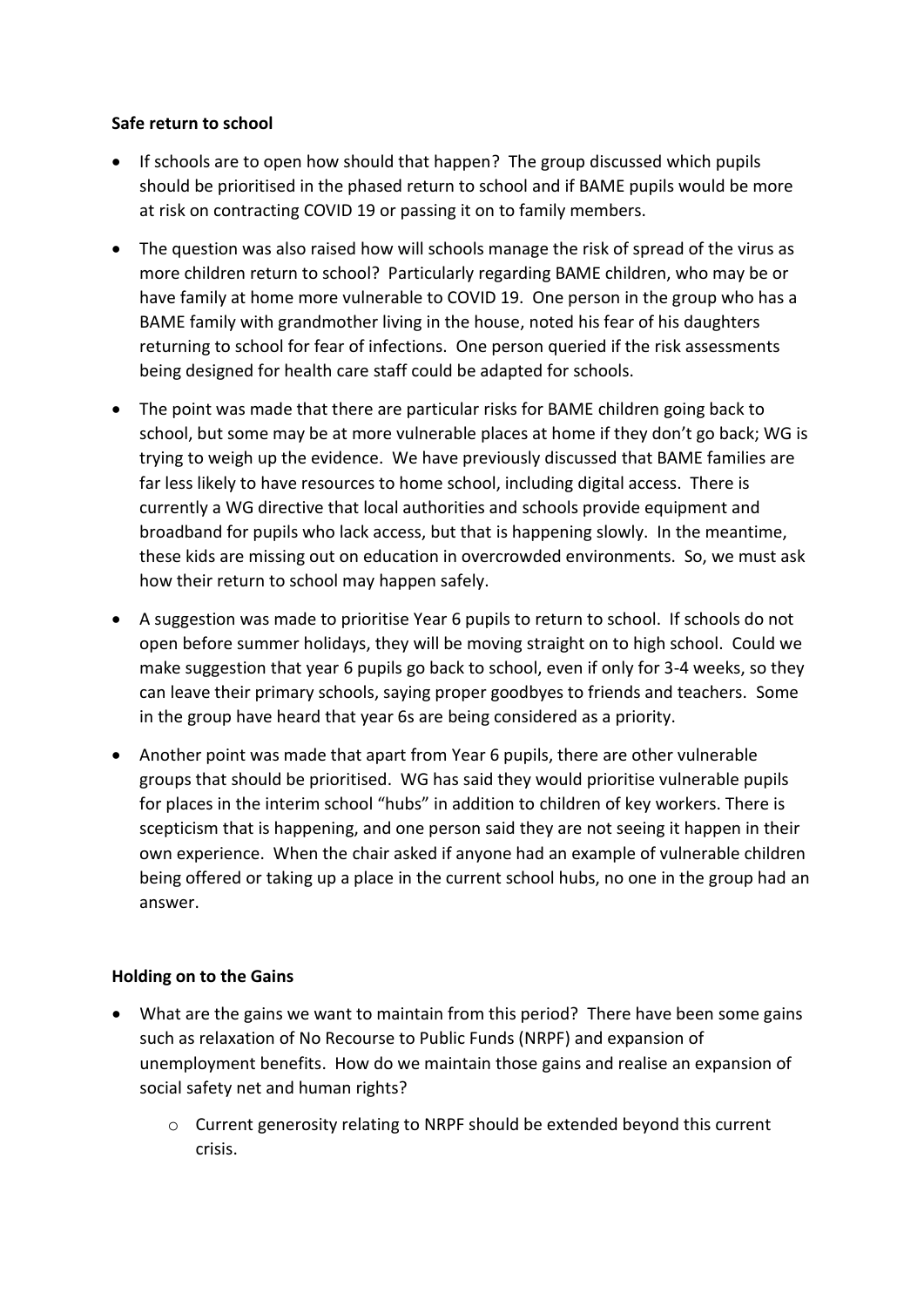**Safe return to school**

- If schools are to open how should that happen? The group discussed which pupils should be prioritised in the phased return to school and if BAME pupils would be more at risk on contracting COVID 19 or passing it on to family members.
- The question was also raised how will schools manage the risk of spread of the virus as more children return to school? Particularly regarding BAME children, who may be or have family at home more vulnerable to COVID 19. One person in the group who has a BAME family with grandmother living in the house, noted his fear of his daughters returning to school for fear of infections. One person queried if the risk assessments being designed for health care staff could be adapted for schools.
- The point was made that there are particular risks for BAME children going back to school, but some may be at more vulnerable places at home if they don't go back; WG is trying to weigh up the evidence. We have previously discussed that BAME families are far less likely to have resources to home school, including digital access. There is currently a WG directive that local authorities and schools provide equipment and broadband for pupils who lack access, but that is happening slowly. In the meantime, these kids are missing out on education in overcrowded environments. So, we must ask how their return to school may happen safely.
- A suggestion was made to prioritise Year 6 pupils to return to school. If schools do not open before summer holidays, they will be moving straight on to high school. Could we make suggestion that year 6 pupils go back to school, even if only for 3-4 weeks, so they can leave their primary schools, saying proper goodbyes to friends and teachers. Some in the group have heard that year 6s are being considered as a priority.
- Another point was made that apart from Year 6 pupils, there are other vulnerable groups that should be prioritised. WG has said they would prioritise vulnerable pupils for places in the interim school "hubs" in addition to children of key workers. There is scepticism that is happening, and one person said they are not seeing it happen in their own experience. When the chair asked if anyone had an example of vulnerable children being offered or taking up a place in the current school hubs, no one in the group had an answer.

**Holding on to the Gains**

- What are the gains we want to maintain from this period? There have been some gains such as relaxation of No Recourse to Public Funds (NRPF) and expansion of unemployment benefits. How do we maintain those gains and realise an expansion of social safety net and human rights?
  - Current generosity relating to NRPF should be extended beyond this current crisis.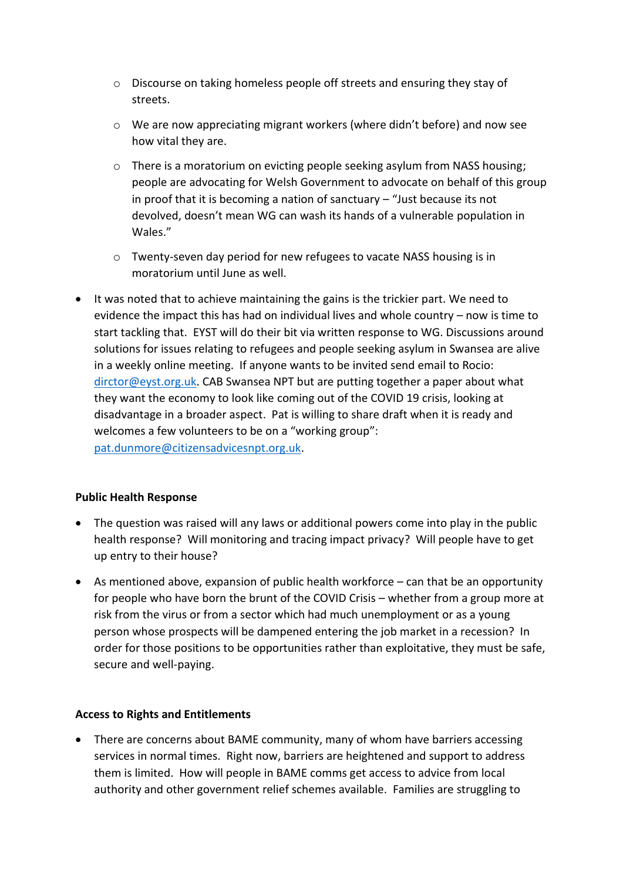- Discourse on taking homeless people off streets and ensuring they stay of streets.
  - We are now appreciating migrant workers (where didn't before) and now see how vital they are.
  - There is a moratorium on evicting people seeking asylum from NASS housing; people are advocating for Welsh Government to advocate on behalf of this group in proof that it is becoming a nation of sanctuary – "Just because its not devolved, doesn't mean WG can wash its hands of a vulnerable population in Wales."
  - Twenty-seven day period for new refugees to vacate NASS housing is in moratorium until June as well.

- It was noted that to achieve maintaining the gains is the trickier part. We need to evidence the impact this has had on individual lives and whole country – now is time to start tackling that. EYST will do their bit via written response to WG. Discussions around solutions for issues relating to refugees and people seeking asylum in Swansea are alive in a weekly online meeting. If anyone wants to be invited send email to Rocio: [dirctor@eyst.org.uk](mailto:dirctor@eyst.org.uk). CAB Swansea NPT but are putting together a paper about what they want the economy to look like coming out of the COVID 19 crisis, looking at disadvantage in a broader aspect. Pat is willing to share draft when it is ready and welcomes a few volunteers to be on a "working group": [pat.dunmore@citizensadvicesnpt.org.uk](mailto:pat.dunmore@citizensadvicesnpt.org.uk).

**Public Health Response**

- The question was raised will any laws or additional powers come into play in the public health response? Will monitoring and tracing impact privacy? Will people have to get up entry to their house?
- As mentioned above, expansion of public health workforce – can that be an opportunity for people who have born the brunt of the COVID Crisis – whether from a group more at risk from the virus or from a sector which had much unemployment or as a young person whose prospects will be dampened entering the job market in a recession? In order for those positions to be opportunities rather than exploitative, they must be safe, secure and well-paying.

**Access to Rights and Entitlements**

- There are concerns about BAME community, many of whom have barriers accessing services in normal times. Right now, barriers are heightened and support to address them is limited. How will people in BAME comms get access to advice from local authority and other government relief schemes available. Families are struggling to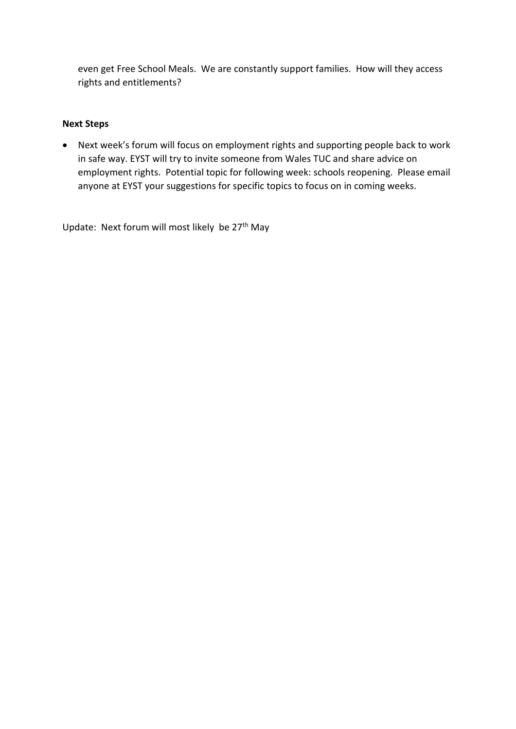even get Free School Meals. We are constantly support families. How will they access rights and entitlements?

**Next Steps**

- Next week's forum will focus on employment rights and supporting people back to work in safe way. EYST will try to invite someone from Wales TUC and share advice on employment rights. Potential topic for following week: schools reopening. Please email anyone at EYST your suggestions for specific topics to focus on in coming weeks.

Update: Next forum will most likely be 27th May